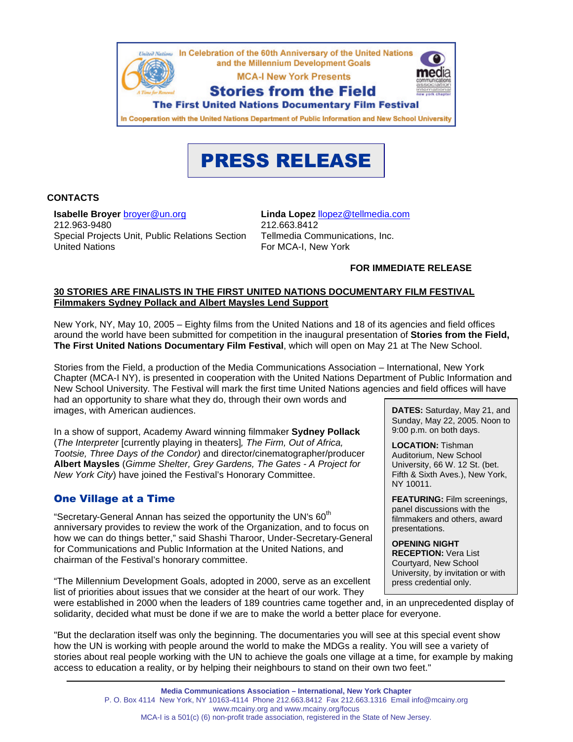In Celebration of the 60th Anniversary of the United Nations and the Millennium Development Goals

MCA-I New York Presents

# Stories from the Field

## The First United Nations Documentary Film Festival

In Cooperation with the United Nations Department of Public Information and New School University

# PRESS RELEASE

**CONTACTS**

**Isabelle Broyer** broyer@un.org
212.963-9480
Special Projects Unit, Public Relations Section
United Nations

**Linda Lopez** llopez@tellmedia.com
212.663.8412
Tellmedia Communications, Inc.
For MCA-I, New York

**FOR IMMEDIATE RELEASE**

**30 STORIES ARE FINALISTS IN THE FIRST UNITED NATIONS DOCUMENTARY FILM FESTIVAL**
**Filmmakers Sydney Pollack and Albert Maysles Lend Support**

New York, NY, May 10, 2005 – Eighty films from the United Nations and 18 of its agencies and field offices around the world have been submitted for competition in the inaugural presentation of **Stories from the Field, The First United Nations Documentary Film Festival**, which will open on May 21 at The New School.

Stories from the Field, a production of the Media Communications Association – International, New York Chapter (MCA-I NY), is presented in cooperation with the United Nations Department of Public Information and New School University. The Festival will mark the first time United Nations agencies and field offices will have had an opportunity to share what they do, through their own words and images, with American audiences.

In a show of support, Academy Award winning filmmaker **Sydney Pollack** (*The Interpreter* [currently playing in theaters]*, The Firm, Out of Africa, Tootsie, Three Days of the Condor)* and director/cinematographer/producer **Albert Maysles** (*Gimme Shelter, Grey Gardens, The Gates - A Project for New York City*) have joined the Festival's Honorary Committee.

> **DATES:** Saturday, May 21, and Sunday, May 22, 2005. Noon to 9:00 p.m. on both days.
>
> **LOCATION:** Tishman Auditorium, New School University, 66 W. 12 St. (bet. Fifth & Sixth Aves.), New York, NY 10011.
>
> **FEATURING:** Film screenings, panel discussions with the filmmakers and others, award presentations.
>
> **OPENING NIGHT RECEPTION:** Vera List Courtyard, New School University, by invitation or with press credential only.

## One Village at a Time

"Secretary-General Annan has seized the opportunity the UN's 60th anniversary provides to review the work of the Organization, and to focus on how we can do things better," said Shashi Tharoor, Under-Secretary-General for Communications and Public Information at the United Nations, and chairman of the Festival's honorary committee.

"The Millennium Development Goals, adopted in 2000, serve as an excellent list of priorities about issues that we consider at the heart of our work. They were established in 2000 when the leaders of 189 countries came together and, in an unprecedented display of solidarity, decided what must be done if we are to make the world a better place for everyone.

"But the declaration itself was only the beginning. The documentaries you will see at this special event show how the UN is working with people around the world to make the MDGs a reality. You will see a variety of stories about real people working with the UN to achieve the goals one village at a time, for example by making access to education a reality, or by helping their neighbours to stand on their own two feet."

---

**Media Communications Association – International, New York Chapter**
P. O. Box 4114 New York, NY 10163-4114 Phone 212.663.8412 Fax 212.663.1316 Email info@mcainy.org
www.mcainy.org and www.mcainy.org/focus
MCA-I is a 501(c) (6) non-profit trade association, registered in the State of New Jersey.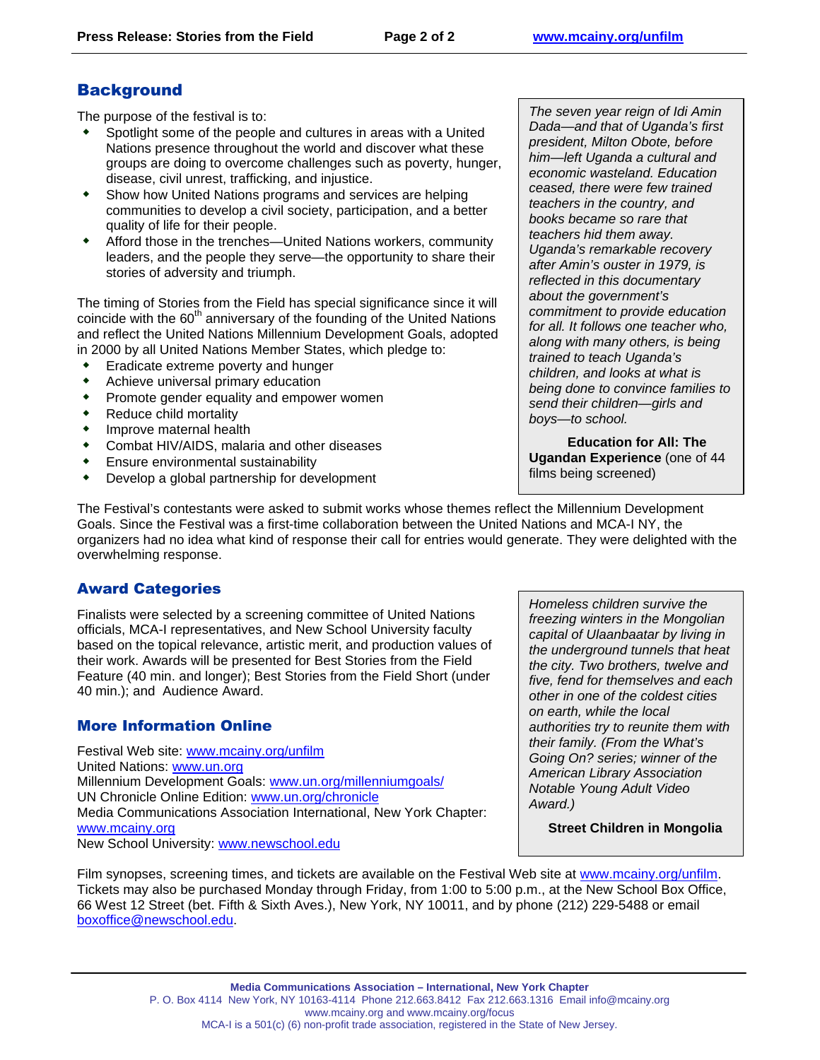## Background

The purpose of the festival is to:

- Spotlight some of the people and cultures in areas with a United Nations presence throughout the world and discover what these groups are doing to overcome challenges such as poverty, hunger, disease, civil unrest, trafficking, and injustice.
- Show how United Nations programs and services are helping communities to develop a civil society, participation, and a better quality of life for their people.
- Afford those in the trenches—United Nations workers, community leaders, and the people they serve—the opportunity to share their stories of adversity and triumph.

The timing of Stories from the Field has special significance since it will coincide with the 60th anniversary of the founding of the United Nations and reflect the United Nations Millennium Development Goals, adopted in 2000 by all United Nations Member States, which pledge to:

- Eradicate extreme poverty and hunger
- Achieve universal primary education
- Promote gender equality and empower women
- Reduce child mortality
- Improve maternal health
- Combat HIV/AIDS, malaria and other diseases
- Ensure environmental sustainability
- Develop a global partnership for development

*The seven year reign of Idi Amin Dada—and that of Uganda's first president, Milton Obote, before him—left Uganda a cultural and economic wasteland. Education ceased, there were few trained teachers in the country, and books became so rare that teachers hid them away. Uganda's remarkable recovery after Amin's ouster in 1979, is reflected in this documentary about the government's commitment to provide education for all. It follows one teacher who, along with many others, is being trained to teach Uganda's children, and looks at what is being done to convince families to send their children—girls and boys—to school.*

**Education for All: The Ugandan Experience** (one of 44 films being screened)

The Festival's contestants were asked to submit works whose themes reflect the Millennium Development Goals. Since the Festival was a first-time collaboration between the United Nations and MCA-I NY, the organizers had no idea what kind of response their call for entries would generate. They were delighted with the overwhelming response.

## Award Categories

Finalists were selected by a screening committee of United Nations officials, MCA-I representatives, and New School University faculty based on the topical relevance, artistic merit, and production values of their work. Awards will be presented for Best Stories from the Field Feature (40 min. and longer); Best Stories from the Field Short (under 40 min.); and Audience Award.

## More Information Online

Festival Web site: www.mcainy.org/unfilm
United Nations: www.un.org
Millennium Development Goals: www.un.org/millenniumgoals/
UN Chronicle Online Edition: www.un.org/chronicle
Media Communications Association International, New York Chapter: www.mcainy.org
New School University: www.newschool.edu

*Homeless children survive the freezing winters in the Mongolian capital of Ulaanbaatar by living in the underground tunnels that heat the city. Two brothers, twelve and five, fend for themselves and each other in one of the coldest cities on earth, while the local authorities try to reunite them with their family. (From the What's Going On? series; winner of the American Library Association Notable Young Adult Video Award.)*

**Street Children in Mongolia**

Film synopses, screening times, and tickets are available on the Festival Web site at www.mcainy.org/unfilm. Tickets may also be purchased Monday through Friday, from 1:00 to 5:00 p.m., at the New School Box Office, 66 West 12 Street (bet. Fifth & Sixth Aves.), New York, NY 10011, and by phone (212) 229-5488 or email boxoffice@newschool.edu.

**Media Communications Association – International, New York Chapter**
P. O. Box 4114 New York, NY 10163-4114 Phone 212.663.8412 Fax 212.663.1316 Email info@mcainy.org
www.mcainy.org and www.mcainy.org/focus
MCA-I is a 501(c) (6) non-profit trade association, registered in the State of New Jersey.